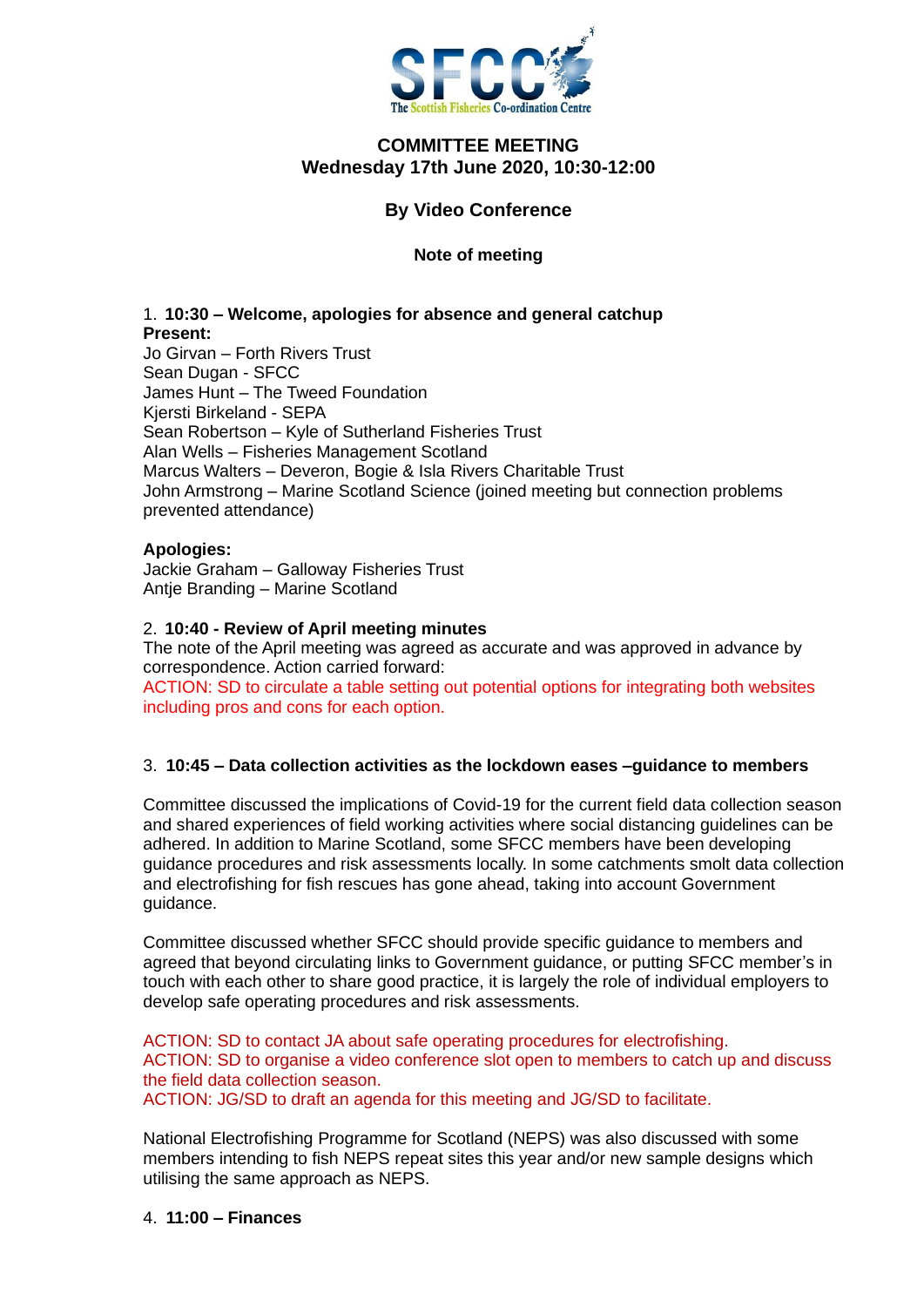# COMMITTEE MEETING
## Wednesday 17th June 2020, 10:30-12:00

## By Video Conference

### Note of meeting

1. **10:30 – Welcome, apologies for absence and general catchup**

**Present:**
Jo Girvan – Forth Rivers Trust
Sean Dugan - SFCC
James Hunt – The Tweed Foundation
Kjersti Birkeland - SEPA
Sean Robertson – Kyle of Sutherland Fisheries Trust
Alan Wells – Fisheries Management Scotland
Marcus Walters – Deveron, Bogie & Isla Rivers Charitable Trust
John Armstrong – Marine Scotland Science (joined meeting but connection problems prevented attendance)

**Apologies:**
Jackie Graham – Galloway Fisheries Trust
Antje Branding – Marine Scotland

2. **10:40 - Review of April meeting minutes**

The note of the April meeting was agreed as accurate and was approved in advance by correspondence. Action carried forward:
ACTION: SD to circulate a table setting out potential options for integrating both websites including pros and cons for each option.

3. **10:45 – Data collection activities as the lockdown eases –guidance to members**

Committee discussed the implications of Covid-19 for the current field data collection season and shared experiences of field working activities where social distancing guidelines can be adhered. In addition to Marine Scotland, some SFCC members have been developing guidance procedures and risk assessments locally. In some catchments smolt data collection and electrofishing for fish rescues has gone ahead, taking into account Government guidance.

Committee discussed whether SFCC should provide specific guidance to members and agreed that beyond circulating links to Government guidance, or putting SFCC member's in touch with each other to share good practice, it is largely the role of individual employers to develop safe operating procedures and risk assessments.

ACTION: SD to contact JA about safe operating procedures for electrofishing.
ACTION: SD to organise a video conference slot open to members to catch up and discuss the field data collection season.
ACTION: JG/SD to draft an agenda for this meeting and JG/SD to facilitate.

National Electrofishing Programme for Scotland (NEPS) was also discussed with some members intending to fish NEPS repeat sites this year and/or new sample designs which utilising the same approach as NEPS.

4. **11:00 – Finances**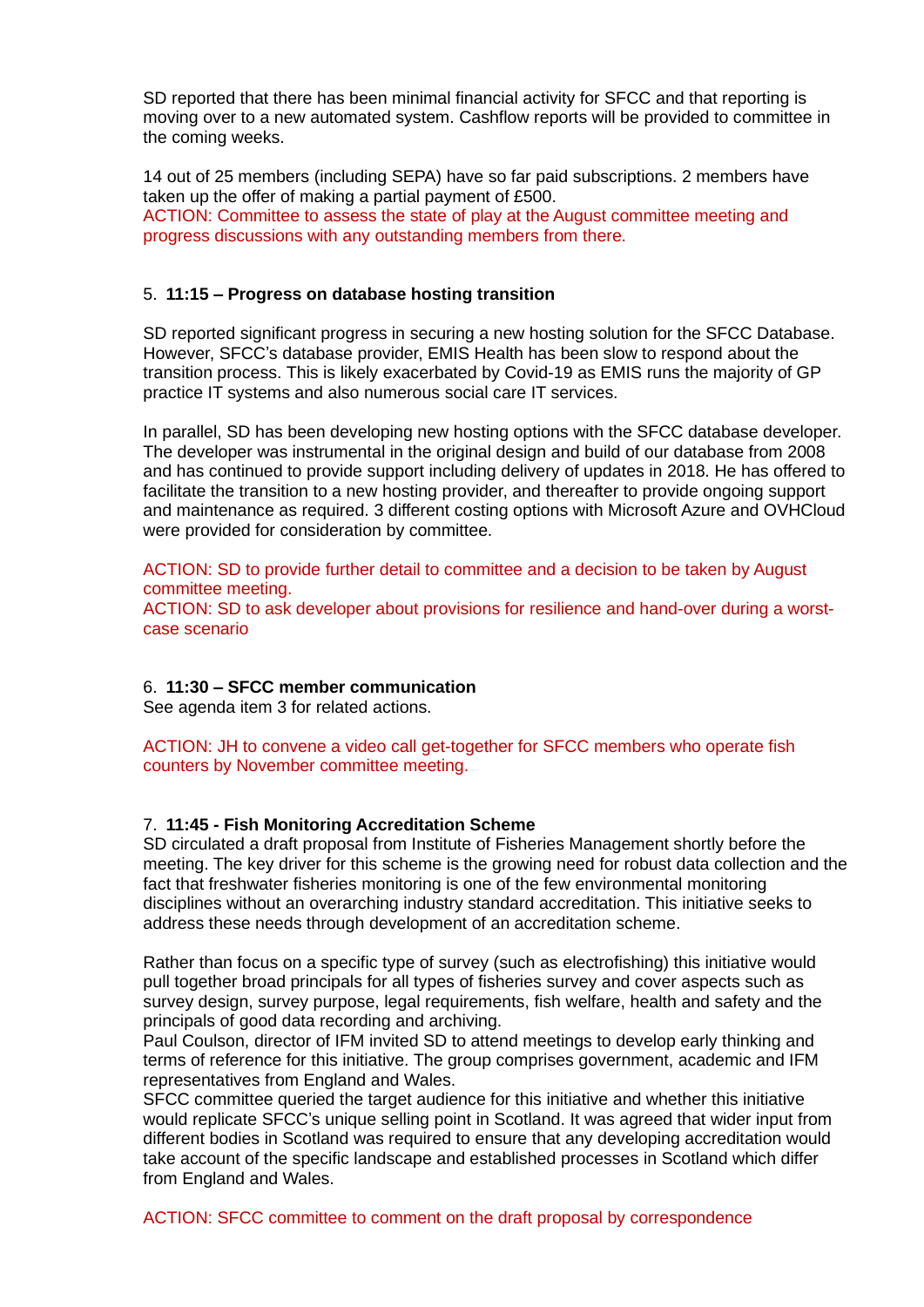SD reported that there has been minimal financial activity for SFCC and that reporting is moving over to a new automated system. Cashflow reports will be provided to committee in the coming weeks.

14 out of 25 members (including SEPA) have so far paid subscriptions. 2 members have taken up the offer of making a partial payment of £500.
ACTION: Committee to assess the state of play at the August committee meeting and progress discussions with any outstanding members from there.

5. **11:15 – Progress on database hosting transition**

SD reported significant progress in securing a new hosting solution for the SFCC Database. However, SFCC's database provider, EMIS Health has been slow to respond about the transition process. This is likely exacerbated by Covid-19 as EMIS runs the majority of GP practice IT systems and also numerous social care IT services.

In parallel, SD has been developing new hosting options with the SFCC database developer. The developer was instrumental in the original design and build of our database from 2008 and has continued to provide support including delivery of updates in 2018. He has offered to facilitate the transition to a new hosting provider, and thereafter to provide ongoing support and maintenance as required. 3 different costing options with Microsoft Azure and OVHCloud were provided for consideration by committee.

ACTION: SD to provide further detail to committee and a decision to be taken by August committee meeting.
ACTION: SD to ask developer about provisions for resilience and hand-over during a worst-case scenario

6. **11:30 – SFCC member communication**
See agenda item 3 for related actions.

ACTION: JH to convene a video call get-together for SFCC members who operate fish counters by November committee meeting.

7. **11:45 - Fish Monitoring Accreditation Scheme**
SD circulated a draft proposal from Institute of Fisheries Management shortly before the meeting. The key driver for this scheme is the growing need for robust data collection and the fact that freshwater fisheries monitoring is one of the few environmental monitoring disciplines without an overarching industry standard accreditation. This initiative seeks to address these needs through development of an accreditation scheme.

Rather than focus on a specific type of survey (such as electrofishing) this initiative would pull together broad principals for all types of fisheries survey and cover aspects such as survey design, survey purpose, legal requirements, fish welfare, health and safety and the principals of good data recording and archiving.
Paul Coulson, director of IFM invited SD to attend meetings to develop early thinking and terms of reference for this initiative. The group comprises government, academic and IFM representatives from England and Wales.
SFCC committee queried the target audience for this initiative and whether this initiative would replicate SFCC's unique selling point in Scotland. It was agreed that wider input from different bodies in Scotland was required to ensure that any developing accreditation would take account of the specific landscape and established processes in Scotland which differ from England and Wales.

ACTION: SFCC committee to comment on the draft proposal by correspondence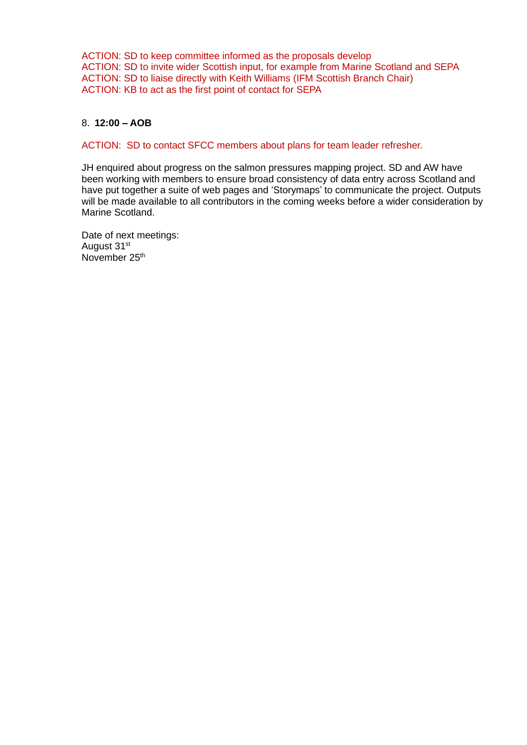ACTION: SD to keep committee informed as the proposals develop
ACTION: SD to invite wider Scottish input, for example from Marine Scotland and SEPA
ACTION: SD to liaise directly with Keith Williams (IFM Scottish Branch Chair)
ACTION: KB to act as the first point of contact for SEPA

8. **12:00 – AOB**

ACTION: SD to contact SFCC members about plans for team leader refresher.

JH enquired about progress on the salmon pressures mapping project. SD and AW have been working with members to ensure broad consistency of data entry across Scotland and have put together a suite of web pages and 'Storymaps' to communicate the project. Outputs will be made available to all contributors in the coming weeks before a wider consideration by Marine Scotland.

Date of next meetings:
August 31st
November 25th